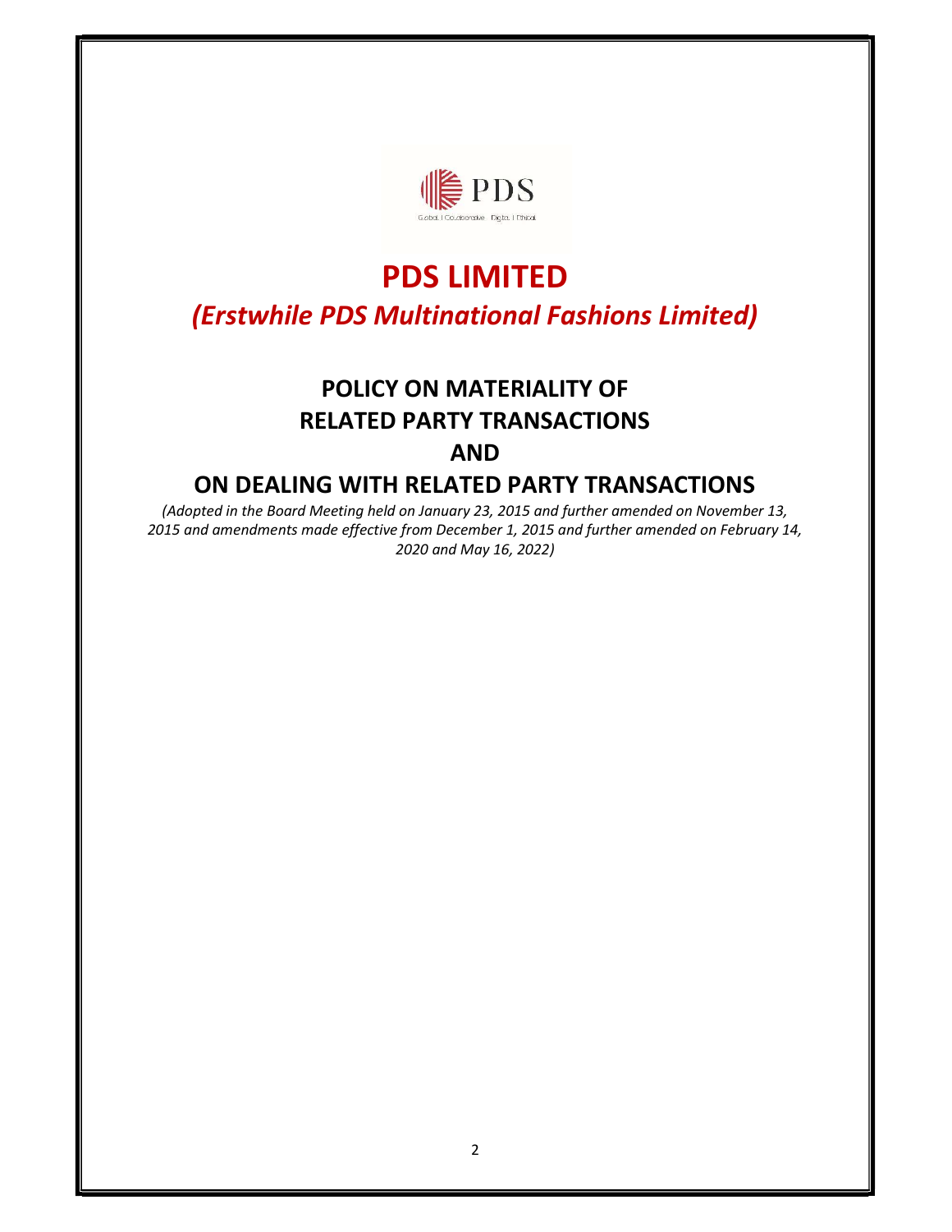# PDS LIMITED

## *(Erstwhile PDS Multinational Fashions Limited)*

## POLICY ON MATERIALITY OF RELATED PARTY TRANSACTIONS AND ON DEALING WITH RELATED PARTY TRANSACTIONS

*(Adopted in the Board Meeting held on January 23, 2015 and further amended on November 13, 2015 and amendments made effective from December 1, 2015 and further amended on February 14, 2020 and May 16, 2022)*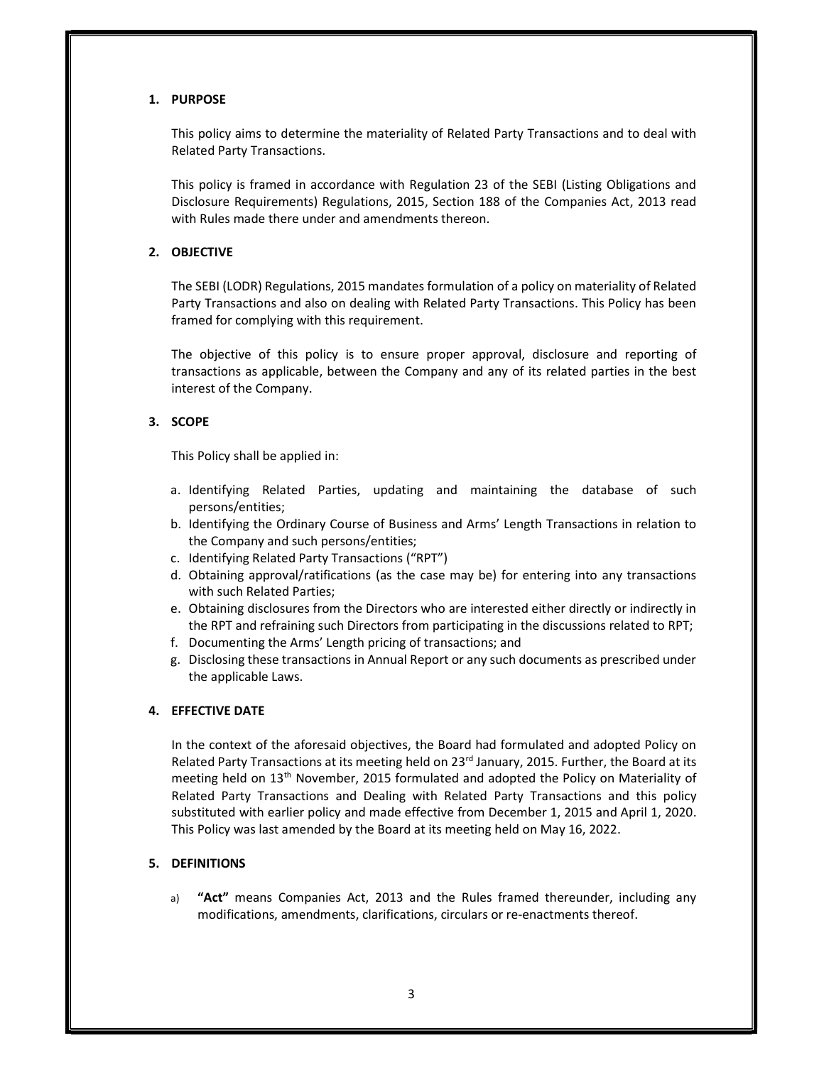## 1. PURPOSE

This policy aims to determine the materiality of Related Party Transactions and to deal with Related Party Transactions.

This policy is framed in accordance with Regulation 23 of the SEBI (Listing Obligations and Disclosure Requirements) Regulations, 2015, Section 188 of the Companies Act, 2013 read with Rules made there under and amendments thereon.

## 2. OBJECTIVE

The SEBI (LODR) Regulations, 2015 mandates formulation of a policy on materiality of Related Party Transactions and also on dealing with Related Party Transactions. This Policy has been framed for complying with this requirement.

The objective of this policy is to ensure proper approval, disclosure and reporting of transactions as applicable, between the Company and any of its related parties in the best interest of the Company.

## 3. SCOPE

This Policy shall be applied in:

a. Identifying Related Parties, updating and maintaining the database of such persons/entities;
b. Identifying the Ordinary Course of Business and Arms' Length Transactions in relation to the Company and such persons/entities;
c. Identifying Related Party Transactions ("RPT")
d. Obtaining approval/ratifications (as the case may be) for entering into any transactions with such Related Parties;
e. Obtaining disclosures from the Directors who are interested either directly or indirectly in the RPT and refraining such Directors from participating in the discussions related to RPT;
f. Documenting the Arms' Length pricing of transactions; and
g. Disclosing these transactions in Annual Report or any such documents as prescribed under the applicable Laws.

## 4. EFFECTIVE DATE

In the context of the aforesaid objectives, the Board had formulated and adopted Policy on Related Party Transactions at its meeting held on 23rd January, 2015. Further, the Board at its meeting held on 13th November, 2015 formulated and adopted the Policy on Materiality of Related Party Transactions and Dealing with Related Party Transactions and this policy substituted with earlier policy and made effective from December 1, 2015 and April 1, 2020. This Policy was last amended by the Board at its meeting held on May 16, 2022.

## 5. DEFINITIONS

a) **"Act"** means Companies Act, 2013 and the Rules framed thereunder, including any modifications, amendments, clarifications, circulars or re-enactments thereof.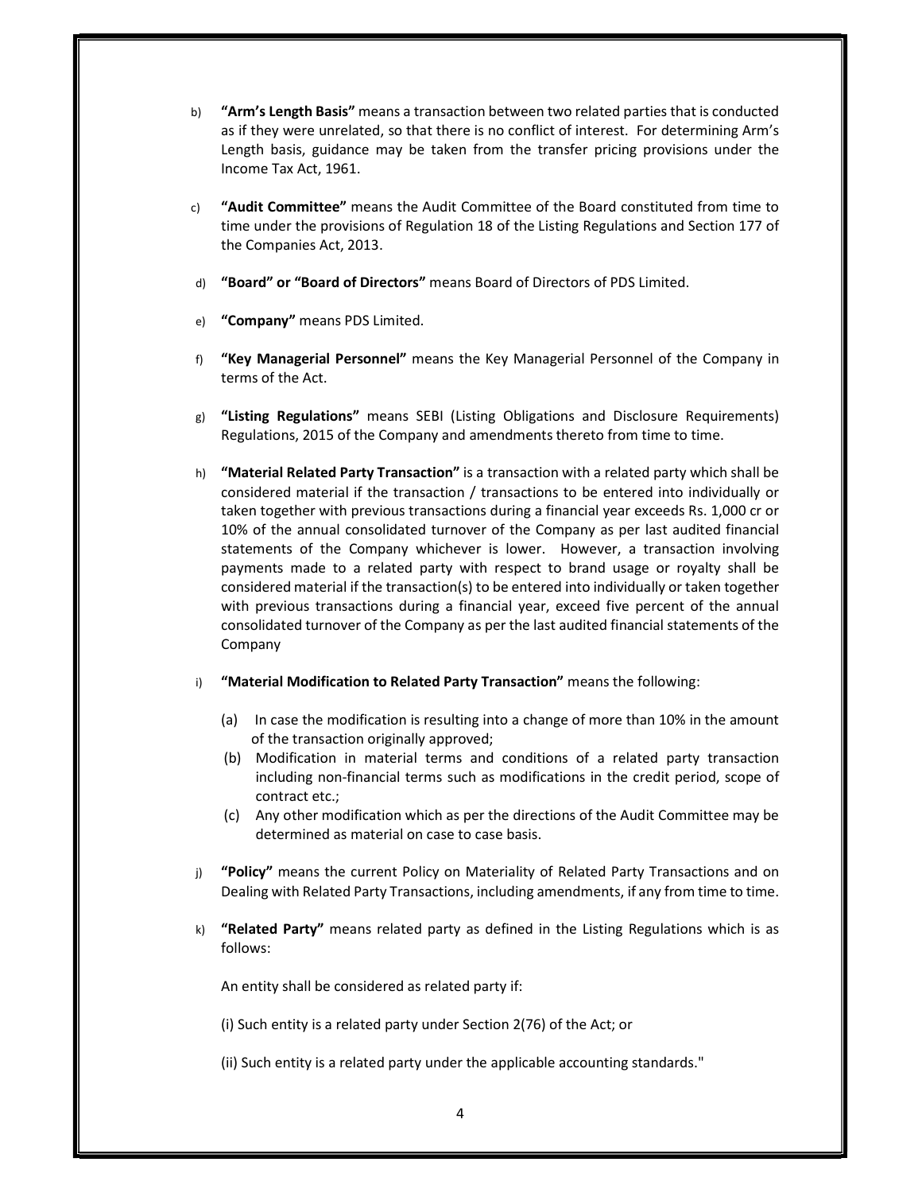b) **"Arm's Length Basis"** means a transaction between two related parties that is conducted as if they were unrelated, so that there is no conflict of interest. For determining Arm's Length basis, guidance may be taken from the transfer pricing provisions under the Income Tax Act, 1961.

c) **"Audit Committee"** means the Audit Committee of the Board constituted from time to time under the provisions of Regulation 18 of the Listing Regulations and Section 177 of the Companies Act, 2013.

d) **"Board" or "Board of Directors"** means Board of Directors of PDS Limited.

e) **"Company"** means PDS Limited.

f) **"Key Managerial Personnel"** means the Key Managerial Personnel of the Company in terms of the Act.

g) **"Listing Regulations"** means SEBI (Listing Obligations and Disclosure Requirements) Regulations, 2015 of the Company and amendments thereto from time to time.

h) **"Material Related Party Transaction"** is a transaction with a related party which shall be considered material if the transaction / transactions to be entered into individually or taken together with previous transactions during a financial year exceeds Rs. 1,000 cr or 10% of the annual consolidated turnover of the Company as per last audited financial statements of the Company whichever is lower. However, a transaction involving payments made to a related party with respect to brand usage or royalty shall be considered material if the transaction(s) to be entered into individually or taken together with previous transactions during a financial year, exceed five percent of the annual consolidated turnover of the Company as per the last audited financial statements of the Company

i) **"Material Modification to Related Party Transaction"** means the following:

   (a) In case the modification is resulting into a change of more than 10% in the amount of the transaction originally approved;

   (b) Modification in material terms and conditions of a related party transaction including non-financial terms such as modifications in the credit period, scope of contract etc.;

   (c) Any other modification which as per the directions of the Audit Committee may be determined as material on case to case basis.

j) **"Policy"** means the current Policy on Materiality of Related Party Transactions and on Dealing with Related Party Transactions, including amendments, if any from time to time.

k) **"Related Party"** means related party as defined in the Listing Regulations which is as follows:

   An entity shall be considered as related party if:

   (i) Such entity is a related party under Section 2(76) of the Act; or

   (ii) Such entity is a related party under the applicable accounting standards."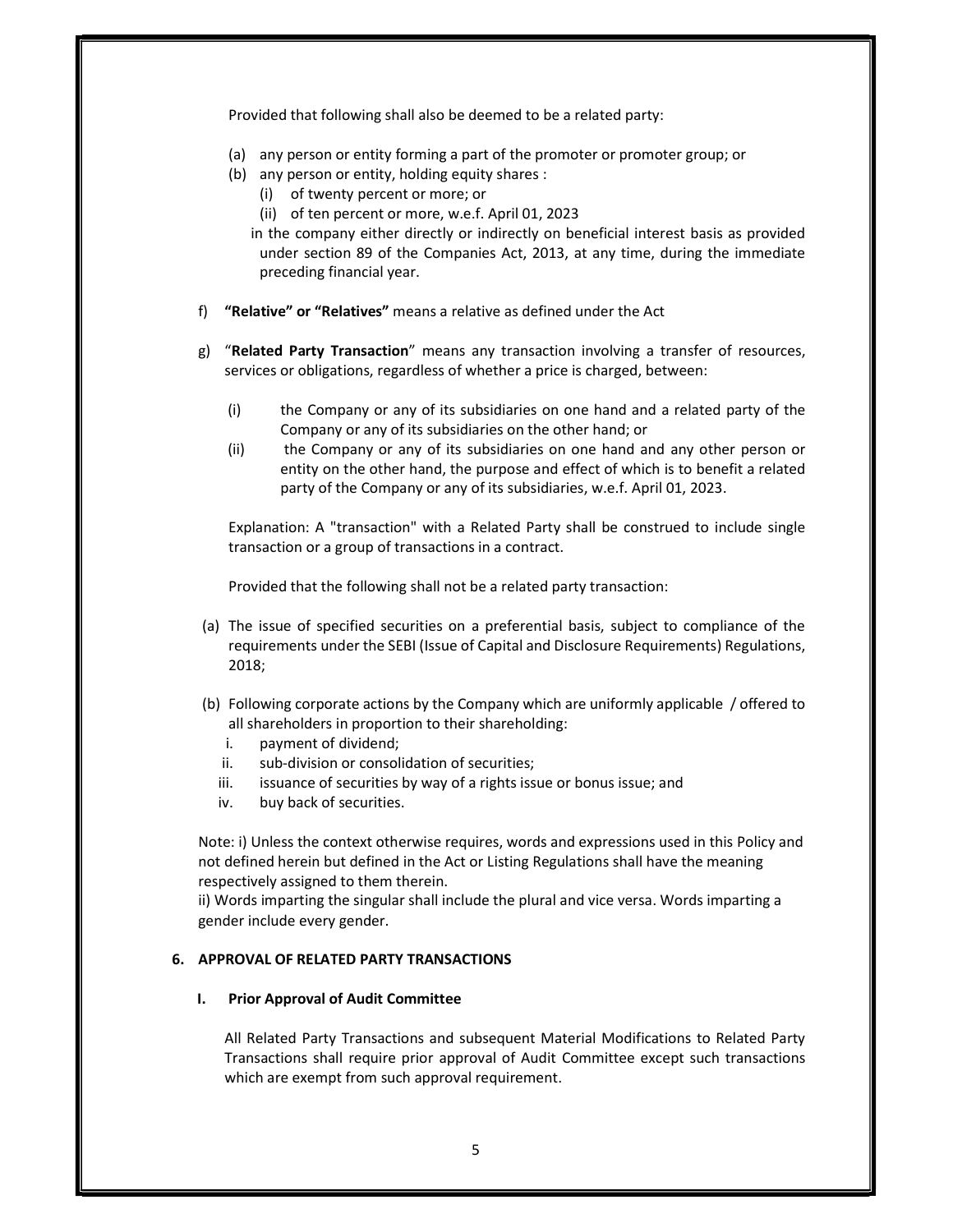Provided that following shall also be deemed to be a related party:

(a) any person or entity forming a part of the promoter or promoter group; or
(b) any person or entity, holding equity shares :
   (i) of twenty percent or more; or
   (ii) of ten percent or more, w.e.f. April 01, 2023

   in the company either directly or indirectly on beneficial interest basis as provided under section 89 of the Companies Act, 2013, at any time, during the immediate preceding financial year.

f) **"Relative" or "Relatives"** means a relative as defined under the Act

g) "**Related Party Transaction**" means any transaction involving a transfer of resources, services or obligations, regardless of whether a price is charged, between:

   (i) the Company or any of its subsidiaries on one hand and a related party of the Company or any of its subsidiaries on the other hand; or
   (ii) the Company or any of its subsidiaries on one hand and any other person or entity on the other hand, the purpose and effect of which is to benefit a related party of the Company or any of its subsidiaries, w.e.f. April 01, 2023.

   Explanation: A "transaction" with a Related Party shall be construed to include single transaction or a group of transactions in a contract.

   Provided that the following shall not be a related party transaction:

(a) The issue of specified securities on a preferential basis, subject to compliance of the requirements under the SEBI (Issue of Capital and Disclosure Requirements) Regulations, 2018;

(b) Following corporate actions by the Company which are uniformly applicable / offered to all shareholders in proportion to their shareholding:
   i. payment of dividend;
   ii. sub-division or consolidation of securities;
   iii. issuance of securities by way of a rights issue or bonus issue; and
   iv. buy back of securities.

Note: i) Unless the context otherwise requires, words and expressions used in this Policy and not defined herein but defined in the Act or Listing Regulations shall have the meaning respectively assigned to them therein.
ii) Words imparting the singular shall include the plural and vice versa. Words imparting a gender include every gender.

## 6. APPROVAL OF RELATED PARTY TRANSACTIONS

### I. Prior Approval of Audit Committee

All Related Party Transactions and subsequent Material Modifications to Related Party Transactions shall require prior approval of Audit Committee except such transactions which are exempt from such approval requirement.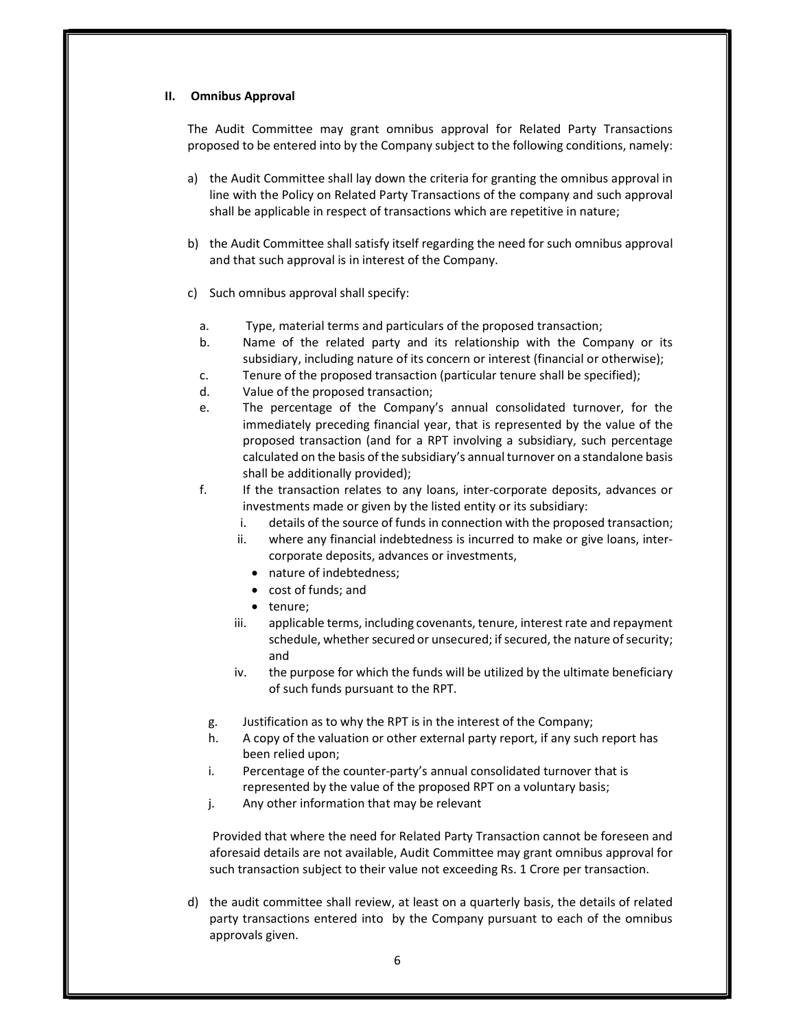## II. Omnibus Approval

The Audit Committee may grant omnibus approval for Related Party Transactions proposed to be entered into by the Company subject to the following conditions, namely:

a) the Audit Committee shall lay down the criteria for granting the omnibus approval in line with the Policy on Related Party Transactions of the company and such approval shall be applicable in respect of transactions which are repetitive in nature;

b) the Audit Committee shall satisfy itself regarding the need for such omnibus approval and that such approval is in interest of the Company.

c) Such omnibus approval shall specify:

   a. Type, material terms and particulars of the proposed transaction;
   
   b. Name of the related party and its relationship with the Company or its subsidiary, including nature of its concern or interest (financial or otherwise);
   
   c. Tenure of the proposed transaction (particular tenure shall be specified);
   
   d. Value of the proposed transaction;
   
   e. The percentage of the Company's annual consolidated turnover, for the immediately preceding financial year, that is represented by the value of the proposed transaction (and for a RPT involving a subsidiary, such percentage calculated on the basis of the subsidiary's annual turnover on a standalone basis shall be additionally provided);
   
   f. If the transaction relates to any loans, inter-corporate deposits, advances or investments made or given by the listed entity or its subsidiary:
      
      i. details of the source of funds in connection with the proposed transaction;
      
      ii. where any financial indebtedness is incurred to make or give loans, inter-corporate deposits, advances or investments,
         - nature of indebtedness;
         - cost of funds; and
         - tenure;
      
      iii. applicable terms, including covenants, tenure, interest rate and repayment schedule, whether secured or unsecured; if secured, the nature of security; and
      
      iv. the purpose for which the funds will be utilized by the ultimate beneficiary of such funds pursuant to the RPT.
   
   g. Justification as to why the RPT is in the interest of the Company;
   
   h. A copy of the valuation or other external party report, if any such report has been relied upon;
   
   i. Percentage of the counter-party's annual consolidated turnover that is represented by the value of the proposed RPT on a voluntary basis;
   
   j. Any other information that may be relevant

   Provided that where the need for Related Party Transaction cannot be foreseen and aforesaid details are not available, Audit Committee may grant omnibus approval for such transaction subject to their value not exceeding Rs. 1 Crore per transaction.

d) the audit committee shall review, at least on a quarterly basis, the details of related party transactions entered into by the Company pursuant to each of the omnibus approvals given.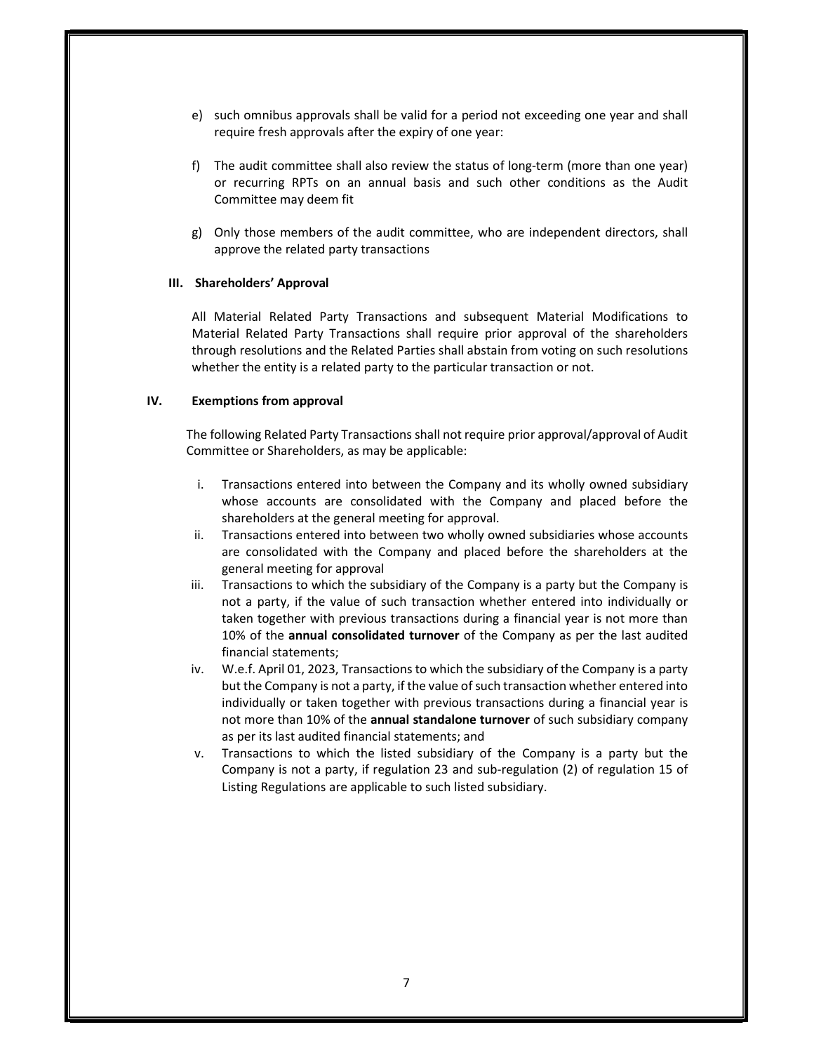e) such omnibus approvals shall be valid for a period not exceeding one year and shall require fresh approvals after the expiry of one year:

f) The audit committee shall also review the status of long-term (more than one year) or recurring RPTs on an annual basis and such other conditions as the Audit Committee may deem fit

g) Only those members of the audit committee, who are independent directors, shall approve the related party transactions

### III. Shareholders' Approval

All Material Related Party Transactions and subsequent Material Modifications to Material Related Party Transactions shall require prior approval of the shareholders through resolutions and the Related Parties shall abstain from voting on such resolutions whether the entity is a related party to the particular transaction or not.

### IV. Exemptions from approval

The following Related Party Transactions shall not require prior approval/approval of Audit Committee or Shareholders, as may be applicable:

i. Transactions entered into between the Company and its wholly owned subsidiary whose accounts are consolidated with the Company and placed before the shareholders at the general meeting for approval.

ii. Transactions entered into between two wholly owned subsidiaries whose accounts are consolidated with the Company and placed before the shareholders at the general meeting for approval

iii. Transactions to which the subsidiary of the Company is a party but the Company is not a party, if the value of such transaction whether entered into individually or taken together with previous transactions during a financial year is not more than 10% of the **annual consolidated turnover** of the Company as per the last audited financial statements;

iv. W.e.f. April 01, 2023, Transactions to which the subsidiary of the Company is a party but the Company is not a party, if the value of such transaction whether entered into individually or taken together with previous transactions during a financial year is not more than 10% of the **annual standalone turnover** of such subsidiary company as per its last audited financial statements; and

v. Transactions to which the listed subsidiary of the Company is a party but the Company is not a party, if regulation 23 and sub-regulation (2) of regulation 15 of Listing Regulations are applicable to such listed subsidiary.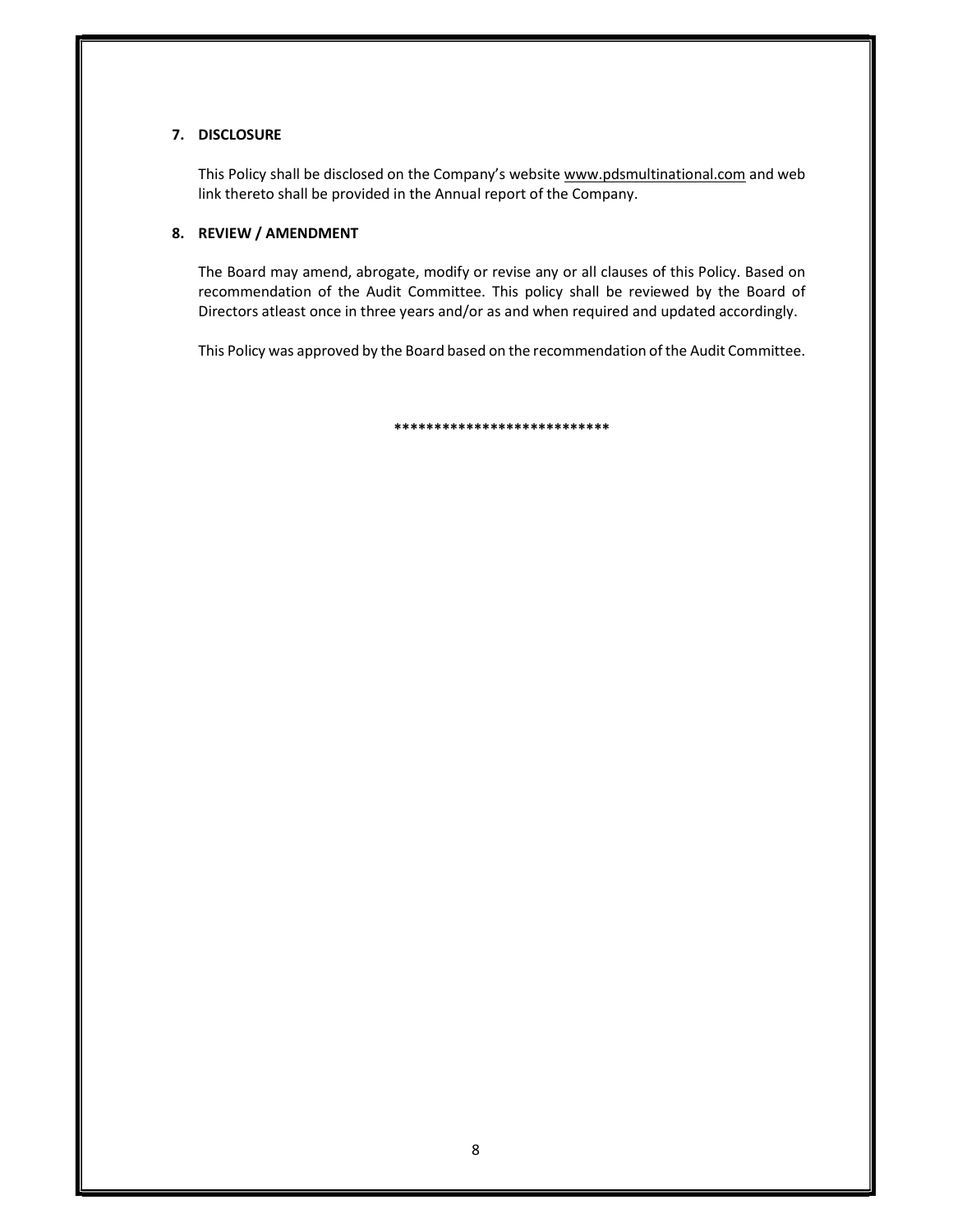## 7. DISCLOSURE

This Policy shall be disclosed on the Company's website www.pdsmultinational.com and web link thereto shall be provided in the Annual report of the Company.

## 8. REVIEW / AMENDMENT

The Board may amend, abrogate, modify or revise any or all clauses of this Policy. Based on recommendation of the Audit Committee. This policy shall be reviewed by the Board of Directors atleast once in three years and/or as and when required and updated accordingly.

This Policy was approved by the Board based on the recommendation of the Audit Committee.

***************************